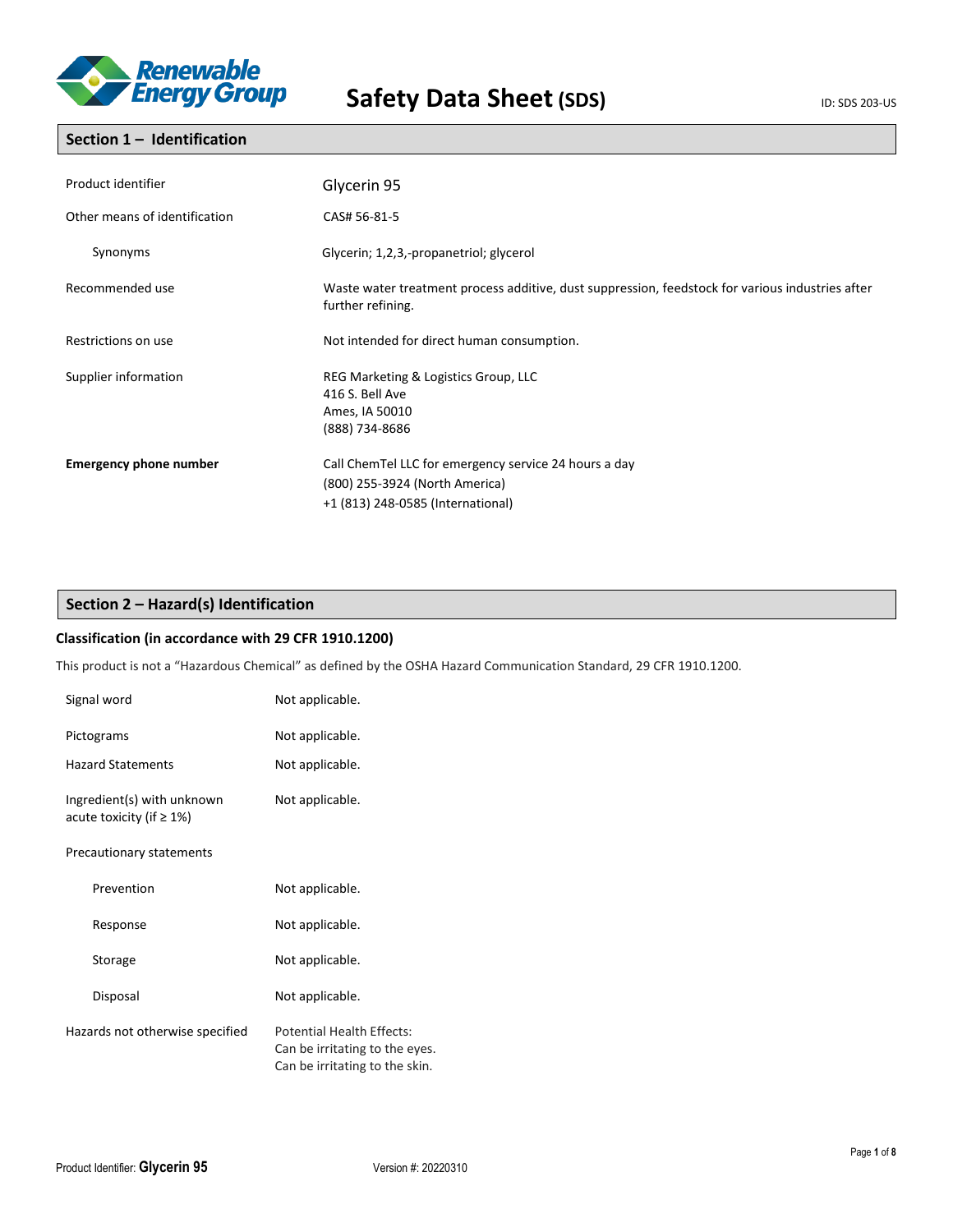# Safety Data Sheet (SDS)

ID: SDS 203-US

## Section 1 – Identification

| | |
|---|---|
| Product identifier | Glycerin 95 |
| Other means of identification | CAS# 56-81-5 |
| Synonyms | Glycerin; 1,2,3,-propanetriol; glycerol |
| Recommended use | Waste water treatment process additive, dust suppression, feedstock for various industries after further refining. |
| Restrictions on use | Not intended for direct human consumption. |
| Supplier information | REG Marketing & Logistics Group, LLC<br>416 S. Bell Ave<br>Ames, IA 50010<br>(888) 734-8686 |
| **Emergency phone number** | Call ChemTel LLC for emergency service 24 hours a day<br>(800) 255-3924 (North America)<br>+1 (813) 248-0585 (International) |

## Section 2 – Hazard(s) Identification

### Classification (in accordance with 29 CFR 1910.1200)

This product is not a "Hazardous Chemical" as defined by the OSHA Hazard Communication Standard, 29 CFR 1910.1200.

| | |
|---|---|
| Signal word | Not applicable. |
| Pictograms | Not applicable. |
| Hazard Statements | Not applicable. |
| Ingredient(s) with unknown acute toxicity (if ≥ 1%) | Not applicable. |
| Precautionary statements | |
| Prevention | Not applicable. |
| Response | Not applicable. |
| Storage | Not applicable. |
| Disposal | Not applicable. |
| Hazards not otherwise specified | Potential Health Effects:<br>Can be irritating to the eyes.<br>Can be irritating to the skin. |

Product Identifier: **Glycerin 95**

Version #: 20220310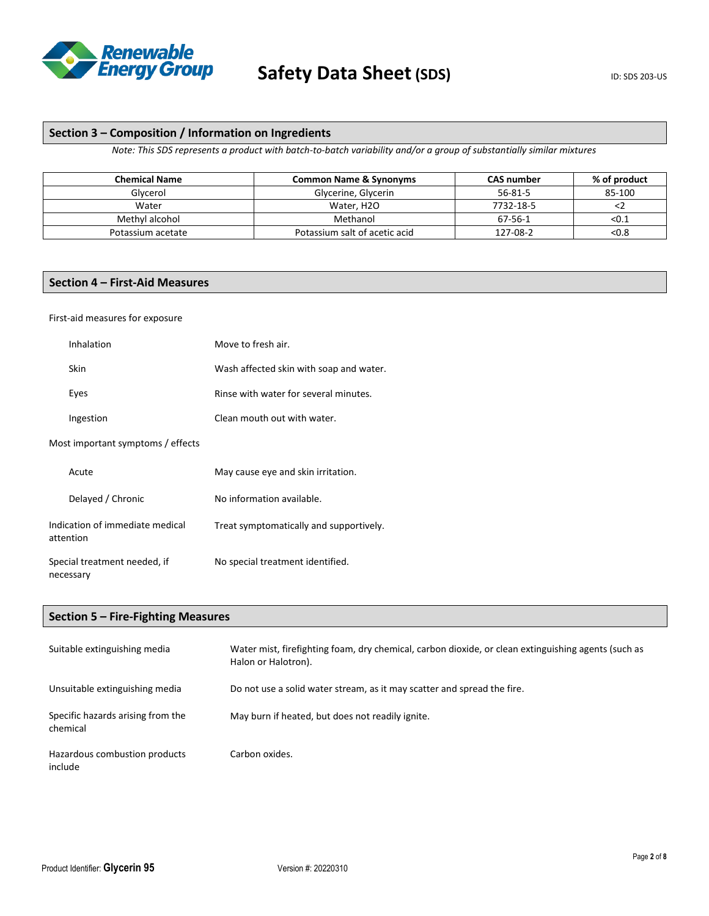## Section 3 – Composition / Information on Ingredients

*Note: This SDS represents a product with batch-to-batch variability and/or a group of substantially similar mixtures*

| Chemical Name | Common Name & Synonyms | CAS number | % of product |
|---|---|---|---|
| Glycerol | Glycerine, Glycerin | 56-81-5 | 85-100 |
| Water | Water, H2O | 7732-18-5 | <2 |
| Methyl alcohol | Methanol | 67-56-1 | <0.1 |
| Potassium acetate | Potassium salt of acetic acid | 127-08-2 | <0.8 |

## Section 4 – First-Aid Measures

First-aid measures for exposure

| | |
|---|---|
| Inhalation | Move to fresh air. |
| Skin | Wash affected skin with soap and water. |
| Eyes | Rinse with water for several minutes. |
| Ingestion | Clean mouth out with water. |

Most important symptoms / effects

| | |
|---|---|
| Acute | May cause eye and skin irritation. |
| Delayed / Chronic | No information available. |

| | |
|---|---|
| Indication of immediate medical attention | Treat symptomatically and supportively. |
| Special treatment needed, if necessary | No special treatment identified. |

## Section 5 – Fire-Fighting Measures

| | |
|---|---|
| Suitable extinguishing media | Water mist, firefighting foam, dry chemical, carbon dioxide, or clean extinguishing agents (such as Halon or Halotron). |
| Unsuitable extinguishing media | Do not use a solid water stream, as it may scatter and spread the fire. |
| Specific hazards arising from the chemical | May burn if heated, but does not readily ignite. |
| Hazardous combustion products include | Carbon oxides. |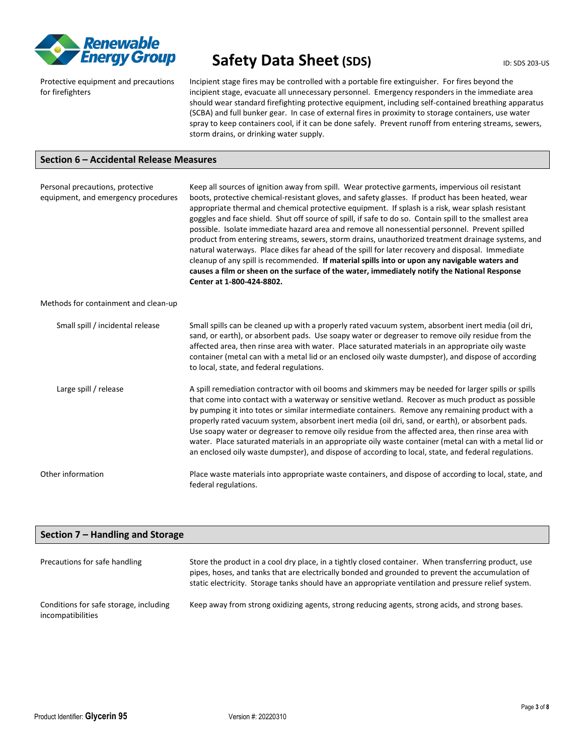Protective equipment and precautions for firefighters

Incipient stage fires may be controlled with a portable fire extinguisher. For fires beyond the incipient stage, evacuate all unnecessary personnel. Emergency responders in the immediate area should wear standard firefighting protective equipment, including self-contained breathing apparatus (SCBA) and full bunker gear. In case of external fires in proximity to storage containers, use water spray to keep containers cool, if it can be done safely. Prevent runoff from entering streams, sewers, storm drains, or drinking water supply.

## Section 6 – Accidental Release Measures

**Personal precautions, protective equipment, and emergency procedures**

Keep all sources of ignition away from spill. Wear protective garments, impervious oil resistant boots, protective chemical-resistant gloves, and safety glasses. If product has been heated, wear appropriate thermal and chemical protective equipment. If splash is a risk, wear splash resistant goggles and face shield. Shut off source of spill, if safe to do so. Contain spill to the smallest area possible. Isolate immediate hazard area and remove all nonessential personnel. Prevent spilled product from entering streams, sewers, storm drains, unauthorized treatment drainage systems, and natural waterways. Place dikes far ahead of the spill for later recovery and disposal. Immediate cleanup of any spill is recommended. **If material spills into or upon any navigable waters and causes a film or sheen on the surface of the water, immediately notify the National Response Center at 1-800-424-8802.**

**Methods for containment and clean-up**

*Small spill / incidental release*

Small spills can be cleaned up with a properly rated vacuum system, absorbent inert media (oil dri, sand, or earth), or absorbent pads. Use soapy water or degreaser to remove oily residue from the affected area, then rinse area with water. Place saturated materials in an appropriate oily waste container (metal can with a metal lid or an enclosed oily waste dumpster), and dispose of according to local, state, and federal regulations.

*Large spill / release*

A spill remediation contractor with oil booms and skimmers may be needed for larger spills or spills that come into contact with a waterway or sensitive wetland. Recover as much product as possible by pumping it into totes or similar intermediate containers. Remove any remaining product with a properly rated vacuum system, absorbent inert media (oil dri, sand, or earth), or absorbent pads. Use soapy water or degreaser to remove oily residue from the affected area, then rinse area with water. Place saturated materials in an appropriate oily waste container (metal can with a metal lid or an enclosed oily waste dumpster), and dispose of according to local, state, and federal regulations.

**Other information**

Place waste materials into appropriate waste containers, and dispose of according to local, state, and federal regulations.

## Section 7 – Handling and Storage

**Precautions for safe handling**

Store the product in a cool dry place, in a tightly closed container. When transferring product, use pipes, hoses, and tanks that are electrically bonded and grounded to prevent the accumulation of static electricity. Storage tanks should have an appropriate ventilation and pressure relief system.

**Conditions for safe storage, including incompatibilities**

Keep away from strong oxidizing agents, strong reducing agents, strong acids, and strong bases.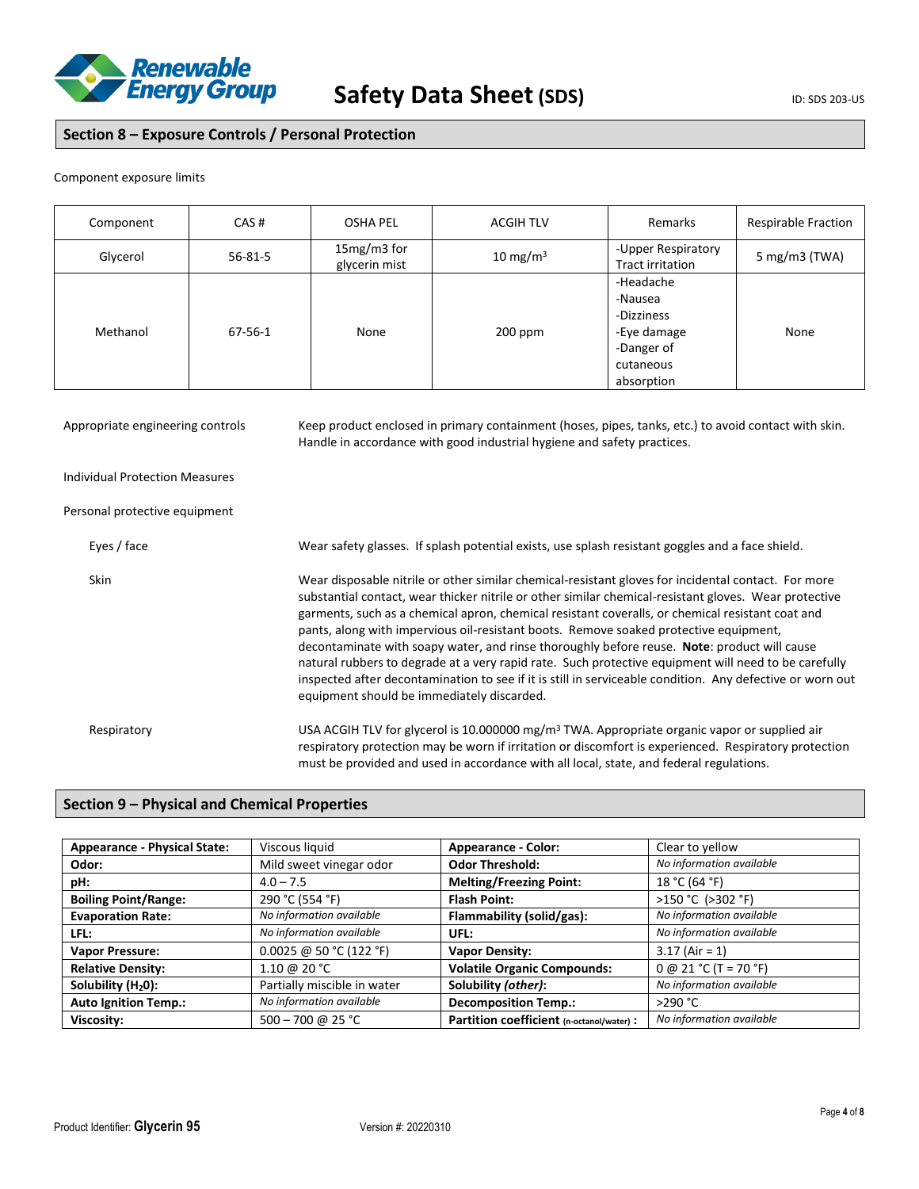## Section 8 – Exposure Controls / Personal Protection

Component exposure limits

| Component | CAS # | OSHA PEL | ACGIH TLV | Remarks | Respirable Fraction |
|---|---|---|---|---|---|
| Glycerol | 56-81-5 | 15mg/m3 for glycerin mist | 10 $mg/m^3$ | -Upper Respiratory Tract irritation | 5 mg/m3 (TWA) |
| Methanol | 67-56-1 | None | 200 ppm | -Headache<br>-Nausea<br>-Dizziness<br>-Eye damage<br>-Danger of cutaneous absorption | None |

**Appropriate engineering controls:** Keep product enclosed in primary containment (hoses, pipes, tanks, etc.) to avoid contact with skin. Handle in accordance with good industrial hygiene and safety practices.

**Individual Protection Measures**

**Personal protective equipment**

**Eyes / face:** Wear safety glasses. If splash potential exists, use splash resistant goggles and a face shield.

**Skin:** Wear disposable nitrile or other similar chemical-resistant gloves for incidental contact. For more substantial contact, wear thicker nitrile or other similar chemical-resistant gloves. Wear protective garments, such as a chemical apron, chemical resistant coveralls, or chemical resistant coat and pants, along with impervious oil-resistant boots. Remove soaked protective equipment, decontaminate with soapy water, and rinse thoroughly before reuse. **Note**: product will cause natural rubbers to degrade at a very rapid rate. Such protective equipment will need to be carefully inspected after decontamination to see if it is still in serviceable condition. Any defective or worn out equipment should be immediately discarded.

**Respiratory:** USA ACGIH TLV for glycerol is 10.000000 $mg/m^3$ TWA. Appropriate organic vapor or supplied air respiratory protection may be worn if irritation or discomfort is experienced. Respiratory protection must be provided and used in accordance with all local, state, and federal regulations.

## Section 9 – Physical and Chemical Properties

| Property | Value | Property | Value |
|---|---|---|---|
| **Appearance - Physical State:** | Viscous liquid | **Appearance - Color:** | Clear to yellow |
| **Odor:** | Mild sweet vinegar odor | **Odor Threshold:** | *No information available* |
| **pH:** | 4.0 – 7.5 | **Melting/Freezing Point:** | 18 °C (64 °F) |
| **Boiling Point/Range:** | 290 °C (554 °F) | **Flash Point:** | >150 °C (>302 °F) |
| **Evaporation Rate:** | *No information available* | **Flammability (solid/gas):** | *No information available* |
| **LFL:** | *No information available* | **UFL:** | *No information available* |
| **Vapor Pressure:** | 0.0025 @ 50 °C (122 °F) | **Vapor Density:** | 3.17 (Air = 1) |
| **Relative Density:** | 1.10 @ 20 °C | **Volatile Organic Compounds:** | 0 @ 21 °C (T = 70 °F) |
| **Solubility ($H_2O$):** | Partially miscible in water | **Solubility *(other)*:** | *No information available* |
| **Auto Ignition Temp.:** | *No information available* | **Decomposition Temp.:** | >290 °C |
| **Viscosity:** | 500 – 700 @ 25 °C | **Partition coefficient (n-octanol/water) :** | *No information available* |

Product Identifier: **Glycerin 95** Version #: 20220310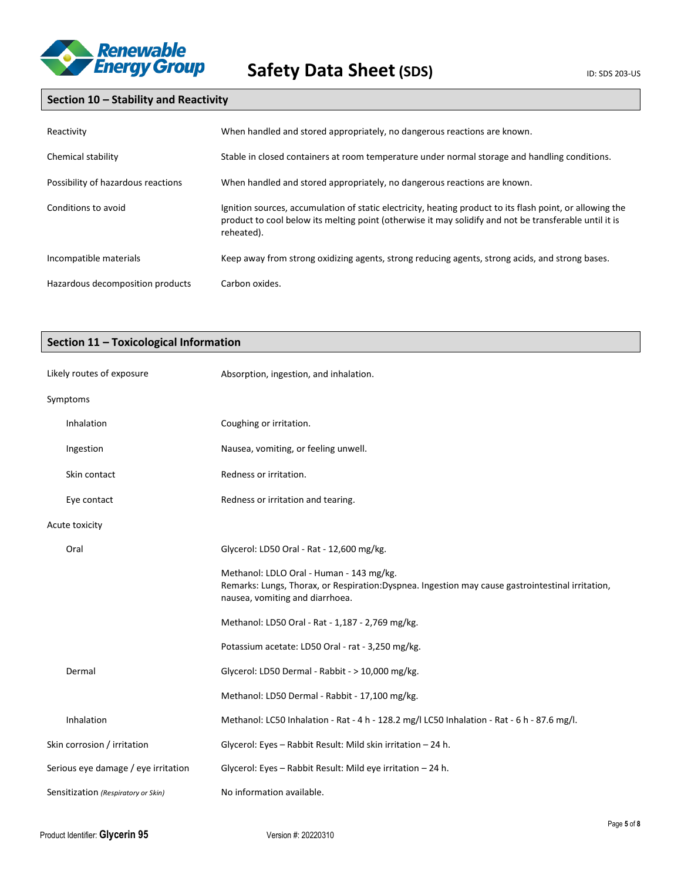## Section 10 – Stability and Reactivity

| | |
|---|---|
| Reactivity | When handled and stored appropriately, no dangerous reactions are known. |
| Chemical stability | Stable in closed containers at room temperature under normal storage and handling conditions. |
| Possibility of hazardous reactions | When handled and stored appropriately, no dangerous reactions are known. |
| Conditions to avoid | Ignition sources, accumulation of static electricity, heating product to its flash point, or allowing the product to cool below its melting point (otherwise it may solidify and not be transferable until it is reheated). |
| Incompatible materials | Keep away from strong oxidizing agents, strong reducing agents, strong acids, and strong bases. |
| Hazardous decomposition products | Carbon oxides. |

## Section 11 – Toxicological Information

| | |
|---|---|
| Likely routes of exposure | Absorption, ingestion, and inhalation. |
| Symptoms | |
| Inhalation | Coughing or irritation. |
| Ingestion | Nausea, vomiting, or feeling unwell. |
| Skin contact | Redness or irritation. |
| Eye contact | Redness or irritation and tearing. |
| Acute toxicity | |
| Oral | Glycerol: LD50 Oral - Rat - 12,600 mg/kg. |
| | Methanol: LDLO Oral - Human - 143 mg/kg.<br>Remarks: Lungs, Thorax, or Respiration:Dyspnea. Ingestion may cause gastrointestinal irritation, nausea, vomiting and diarrhoea. |
| | Methanol: LD50 Oral - Rat - 1,187 - 2,769 mg/kg. |
| | Potassium acetate: LD50 Oral - rat - 3,250 mg/kg. |
| Dermal | Glycerol: LD50 Dermal - Rabbit - > 10,000 mg/kg. |
| | Methanol: LD50 Dermal - Rabbit - 17,100 mg/kg. |
| Inhalation | Methanol: LC50 Inhalation - Rat - 4 h - 128.2 mg/l LC50 Inhalation - Rat - 6 h - 87.6 mg/l. |
| Skin corrosion / irritation | Glycerol: Eyes – Rabbit Result: Mild skin irritation – 24 h. |
| Serious eye damage / eye irritation | Glycerol: Eyes – Rabbit Result: Mild eye irritation – 24 h. |
| Sensitization *(Respiratory or Skin)* | No information available. |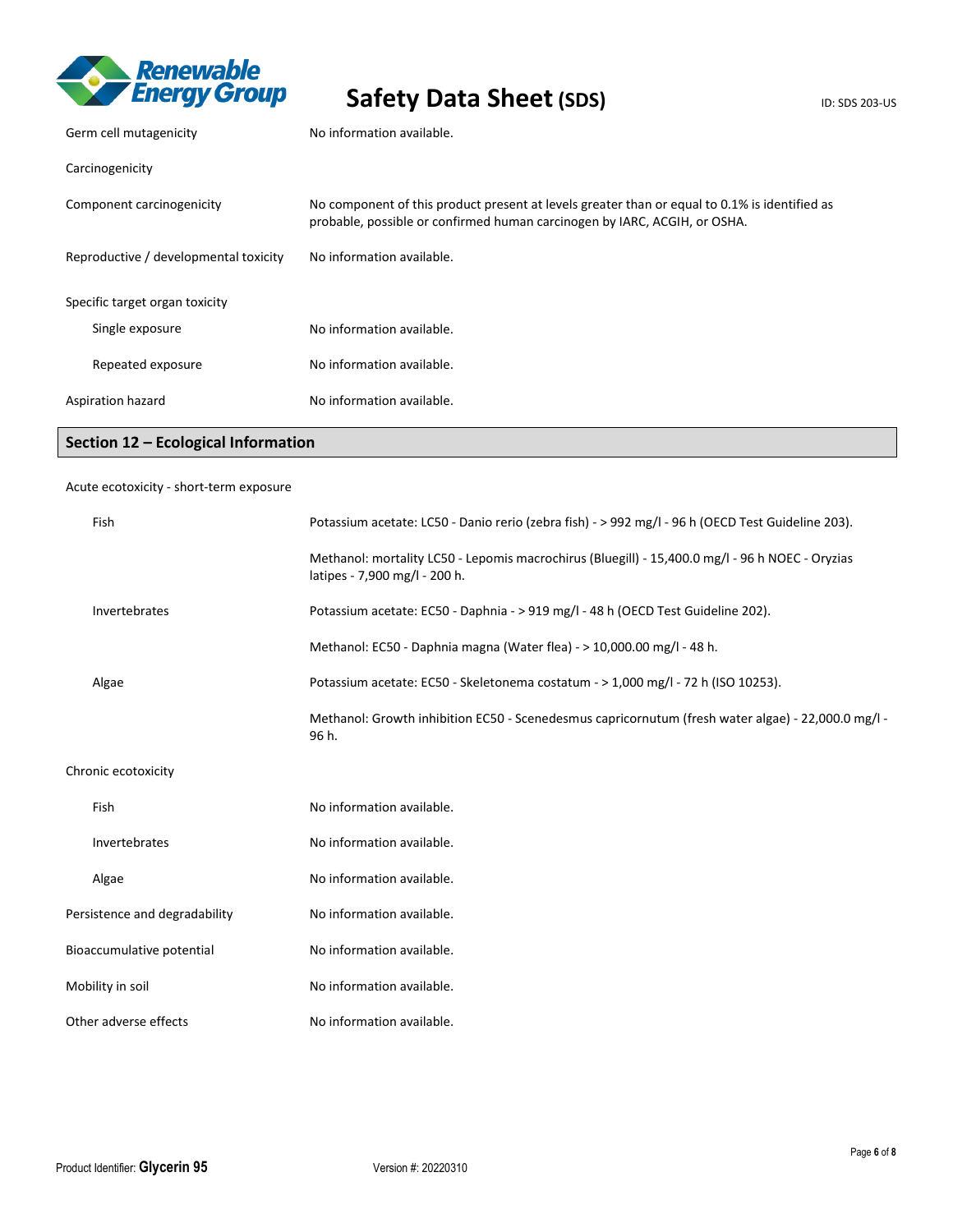| | |
|---|---|
| Germ cell mutagenicity | No information available. |
| Carcinogenicity | |
| Component carcinogenicity | No component of this product present at levels greater than or equal to 0.1% is identified as probable, possible or confirmed human carcinogen by IARC, ACGIH, or OSHA. |
| Reproductive / developmental toxicity | No information available. |
| Specific target organ toxicity | |
| Single exposure | No information available. |
| Repeated exposure | No information available. |
| Aspiration hazard | No information available. |

## Section 12 – Ecological Information

| | |
|---|---|
| Acute ecotoxicity - short-term exposure | |
| Fish | Potassium acetate: LC50 - Danio rerio (zebra fish) - > 992 mg/l - 96 h (OECD Test Guideline 203). |
| | Methanol: mortality LC50 - Lepomis macrochirus (Bluegill) - 15,400.0 mg/l - 96 h NOEC - Oryzias latipes - 7,900 mg/l - 200 h. |
| Invertebrates | Potassium acetate: EC50 - Daphnia - > 919 mg/l - 48 h (OECD Test Guideline 202). |
| | Methanol: EC50 - Daphnia magna (Water flea) - > 10,000.00 mg/l - 48 h. |
| Algae | Potassium acetate: EC50 - Skeletonema costatum - > 1,000 mg/l - 72 h (ISO 10253). |
| | Methanol: Growth inhibition EC50 - Scenedesmus capricornutum (fresh water algae) - 22,000.0 mg/l - 96 h. |
| Chronic ecotoxicity | |
| Fish | No information available. |
| Invertebrates | No information available. |
| Algae | No information available. |
| Persistence and degradability | No information available. |
| Bioaccumulative potential | No information available. |
| Mobility in soil | No information available. |
| Other adverse effects | No information available. |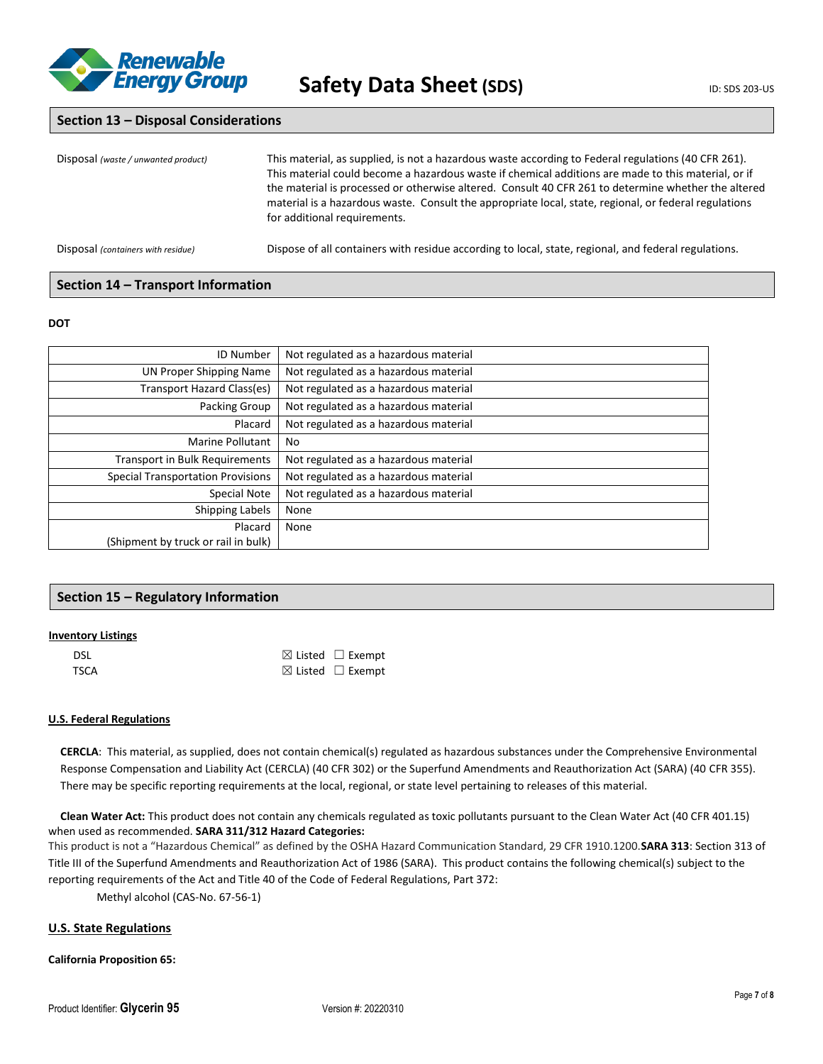## Section 13 – Disposal Considerations

Disposal *(waste / unwanted product)*

This material, as supplied, is not a hazardous waste according to Federal regulations (40 CFR 261). This material could become a hazardous waste if chemical additions are made to this material, or if the material is processed or otherwise altered. Consult 40 CFR 261 to determine whether the altered material is a hazardous waste. Consult the appropriate local, state, regional, or federal regulations for additional requirements.

Disposal *(containers with residue)*

Dispose of all containers with residue according to local, state, regional, and federal regulations.

## Section 14 – Transport Information

**DOT**

| | |
|---|---|
| ID Number | Not regulated as a hazardous material |
| UN Proper Shipping Name | Not regulated as a hazardous material |
| Transport Hazard Class(es) | Not regulated as a hazardous material |
| Packing Group | Not regulated as a hazardous material |
| Placard | Not regulated as a hazardous material |
| Marine Pollutant | No |
| Transport in Bulk Requirements | Not regulated as a hazardous material |
| Special Transportation Provisions | Not regulated as a hazardous material |
| Special Note | Not regulated as a hazardous material |
| Shipping Labels | None |
| Placard (Shipment by truck or rail in bulk) | None |

## Section 15 – Regulatory Information

**Inventory Listings**

| | |
|---|---|
| DSL | ☒ Listed ☐ Exempt |
| TSCA | ☒ Listed ☐ Exempt |

**U.S. Federal Regulations**

**CERCLA**: This material, as supplied, does not contain chemical(s) regulated as hazardous substances under the Comprehensive Environmental Response Compensation and Liability Act (CERCLA) (40 CFR 302) or the Superfund Amendments and Reauthorization Act (SARA) (40 CFR 355). There may be specific reporting requirements at the local, regional, or state level pertaining to releases of this material.

**Clean Water Act:** This product does not contain any chemicals regulated as toxic pollutants pursuant to the Clean Water Act (40 CFR 401.15) when used as recommended. **SARA 311/312 Hazard Categories:**
This product is not a "Hazardous Chemical" as defined by the OSHA Hazard Communication Standard, 29 CFR 1910.1200.**SARA 313**: Section 313 of Title III of the Superfund Amendments and Reauthorization Act of 1986 (SARA). This product contains the following chemical(s) subject to the reporting requirements of the Act and Title 40 of the Code of Federal Regulations, Part 372:

Methyl alcohol (CAS-No. 67-56-1)

**U.S. State Regulations**

**California Proposition 65:**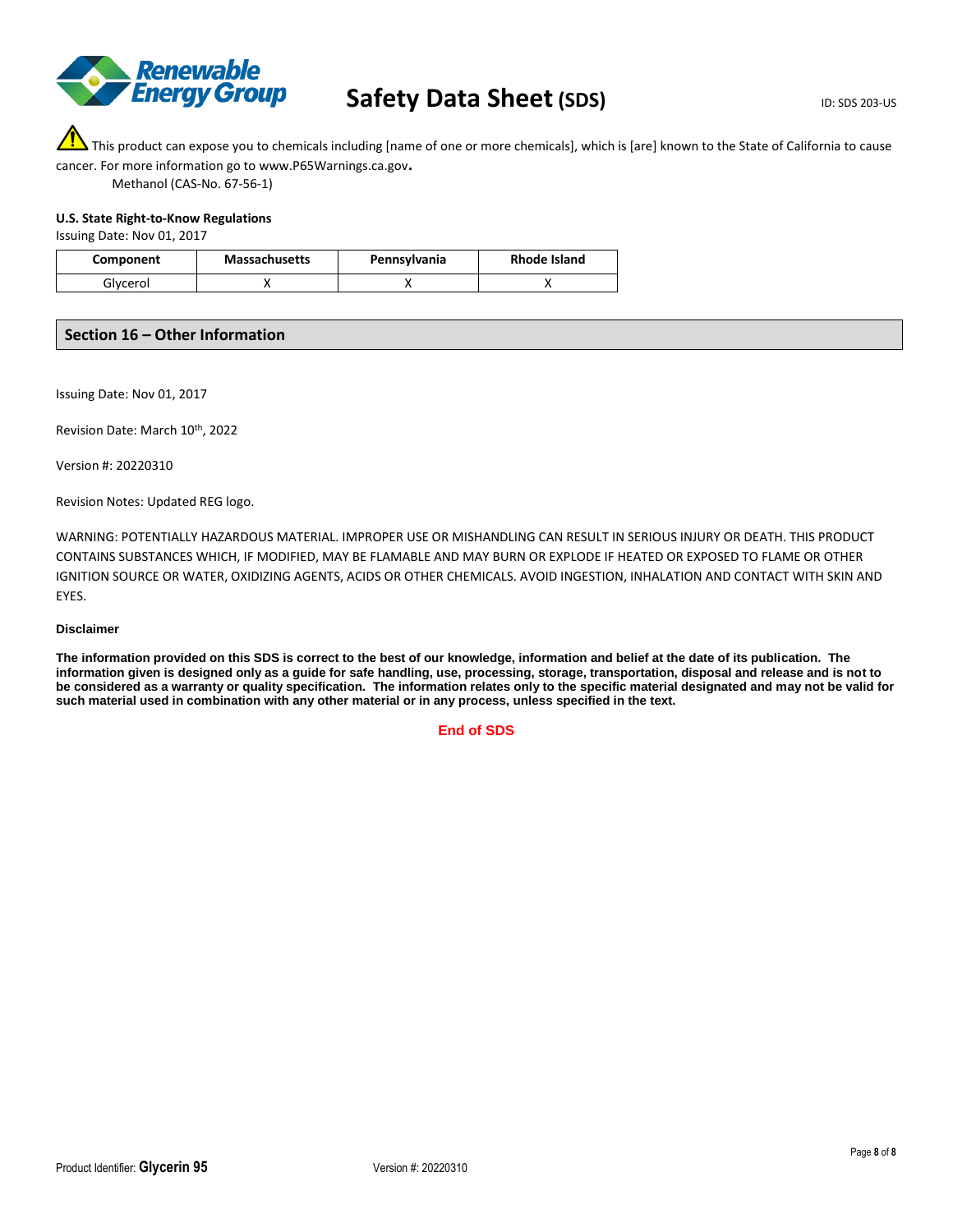⚠ This product can expose you to chemicals including [name of one or more chemicals], which is [are] known to the State of California to cause cancer. For more information go to www.P65Warnings.ca.gov.

Methanol (CAS-No. 67-56-1)

**U.S. State Right-to-Know Regulations**

Issuing Date: Nov 01, 2017

| Component | Massachusetts | Pennsylvania | Rhode Island |
|---|---|---|---|
| Glycerol | X | X | X |

## Section 16 – Other Information

Issuing Date: Nov 01, 2017

Revision Date: March 10th, 2022

Version #: 20220310

Revision Notes: Updated REG logo.

WARNING: POTENTIALLY HAZARDOUS MATERIAL. IMPROPER USE OR MISHANDLING CAN RESULT IN SERIOUS INJURY OR DEATH. THIS PRODUCT CONTAINS SUBSTANCES WHICH, IF MODIFIED, MAY BE FLAMABLE AND MAY BURN OR EXPLODE IF HEATED OR EXPOSED TO FLAME OR OTHER IGNITION SOURCE OR WATER, OXIDIZING AGENTS, ACIDS OR OTHER CHEMICALS. AVOID INGESTION, INHALATION AND CONTACT WITH SKIN AND EYES.

**Disclaimer**

**The information provided on this SDS is correct to the best of our knowledge, information and belief at the date of its publication. The information given is designed only as a guide for safe handling, use, processing, storage, transportation, disposal and release and is not to be considered as a warranty or quality specification. The information relates only to the specific material designated and may not be valid for such material used in combination with any other material or in any process, unless specified in the text.**

**End of SDS**